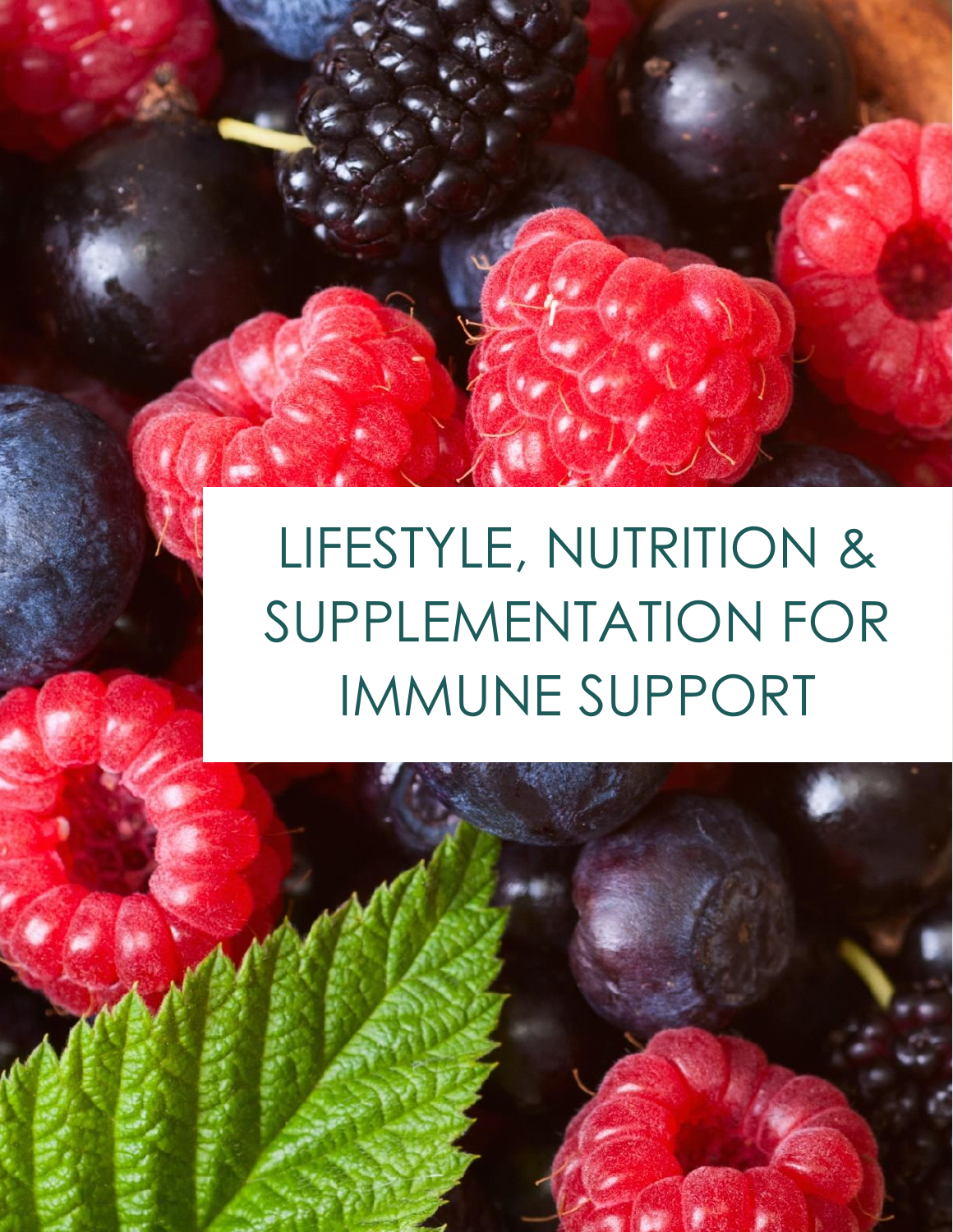# LIFESTYLE, NUTRITION & SUPPLEMENTATION FOR IMMUNE SUPPORT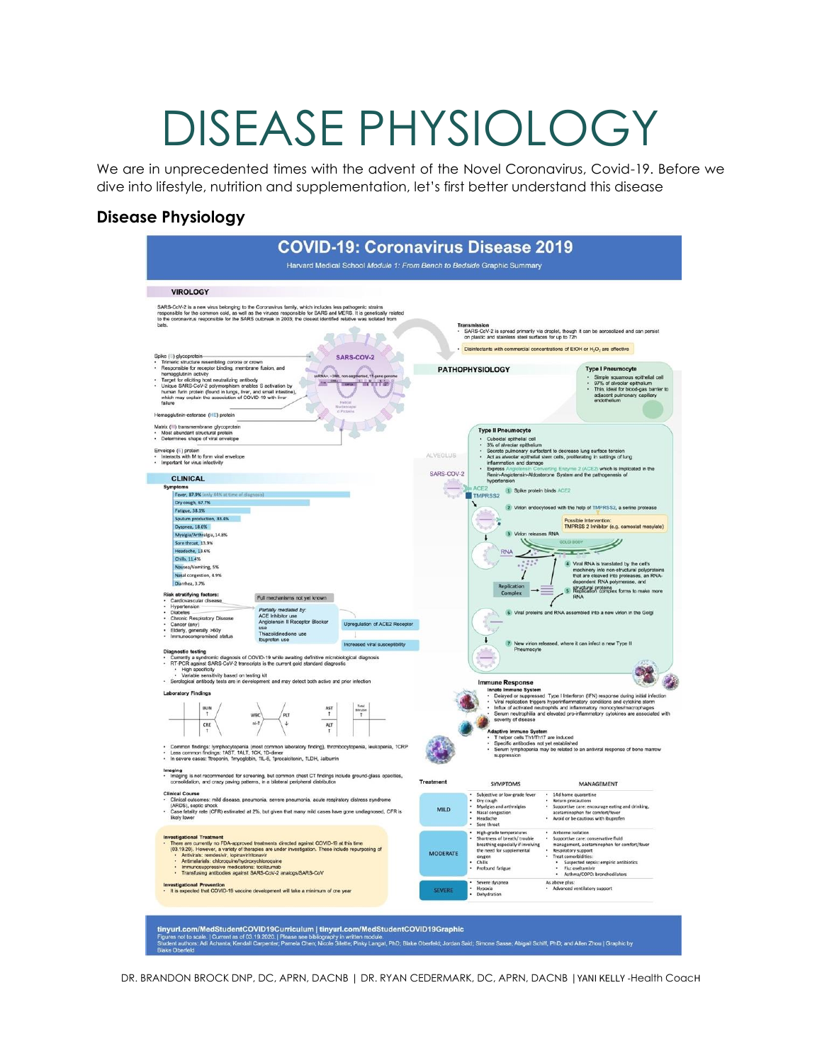# DISEASE PHYSIOLOGY

We are in unprecedented times with the advent of the Novel Coronavirus, Covid-19. Before we dive into lifestyle, nutrition and supplementation, let's first better understand this disease

## Disease Physiology

## COVID-19: Coronavirus Disease 2019

Harvard Medical School *Module 1: From Bench to Bedside* Graphic Summary

### VIROLOGY

SARS-CoV-2 is a new virus belonging to the Coronavirus family, which includes less pathogenic strains responsible for the common cold, as well as the viruses responsible for SARS and MERS. It is genetically related to the coronavirus responsible for the SARS outbreak in 2003; the closest identified relative was isolated from bats.

Spike (S) glycoprotein
- Trimeric structure resembling corona or crown
- Responsible for receptor binding, membrane fusion, and hemagglutinin activity
- Target for eliciting host neutralizing antibody
- Unique SARS-CoV-2 polymorphism enables S activation by human furin protein (found in lungs, liver, and small intestine), which may explain the association of COVID-19 with liver failure

Hemagglutinin-esterase (HE) protein

Matrix (M) transmembrane glycoprotein
- Most abundant structural protein
- Determines shape of viral envelope

Envelope (E) protein
- Interacts with M to form viral envelope
- Important for virus infectivity

SARS-COV-2 — ssRNA+, ~30kb, non-segmented, 11-gene genome; Helical Nucleocapsid (N) Protein

**Transmission**
- SARS-CoV-2 is spread primarily via droplet, though it can be aerosolized and can persist on plastic and stainless steel surfaces for up to 72h
- Disinfectants with commercial concentrations of EtOH or $H_2O_2$ are effective

### CLINICAL

**Symptoms**
- Fever, 87.9% (only 44% at time of diagnosis)
- Dry cough, 67.7%
- Fatigue, 38.1%
- Sputum production, 33.4%
- Dyspnea, 18.6%
- Myalgia/Arthralgia, 14.8%
- Sore throat, 13.9%
- Headache, 13.6%
- Chills, 11.4%
- Nausea/Vomiting, 5%
- Nasal congestion, 4.8%
- Diarrhea, 3.7%

**Risk stratifying factors:**
- Cardiovascular disease
- Hypertension
- Diabetes
- Chronic Respiratory Disease
- Cancer (any)
- Elderly, generally >60y
- Immunocompromised status

Full mechanisms not yet known

*Partially mediated by:* ACE Inhibitor use; Angiotensin II Receptor Blocker use; Thiazolidinedione use; Ibuprofen use → Upregulation of ACE2 Receptor → Increased viral susceptibility

**Diagnostic testing**
- Currently a syndromic diagnosis of COVID-19 while awaiting definitive microbiological diagnosis
- RT-PCR against SARS-CoV-2 transcripts is the current gold standard diagnostic
  - High specificity
  - Variable sensitivity based on testing kit
- Serological antibody tests are in development and may detect both active and prior infection

**Laboratory Findings**

BUN ↑, CRE ↑; WBC nl-↑, PLT ↓; AST ↑, ALT ↑, Total Bilirubin ↑

- Common findings: lymphocytopenia (most common laboratory finding), thrombocytopenia, leukopenia, ↑CRP
- Less common findings: ↑AST, ↑ALT, ↑CK, ↑D-dimer
- In severe cases: ↑troponin, ↑myoglobin, ↑IL-6, ↑procalcitonin, ↑LDH, ↓albumin

**Imaging**
- Imaging is not recommended for screening, but common chest CT findings include ground-glass opacities, consolidation, and crazy paving patterns, in a bilateral peripheral distribution

**Clinical Course**
- Clinical outcomes: mild disease, pneumonia, severe pneumonia, acute respiratory distress syndrome (ARDS), septic shock
- Case fatality rate (CFR) estimated at 2%, but given that many mild cases have gone undiagnosed, CFR is likely lower

**Investigational Treatment**
- There are currently no FDA-approved treatments directed against COVID-19 at this time (03.19.20). However, a variety of therapies are under investigation. These include repurposing of
  - Antivirals: remdesivir, lopinavir/ritonavir
  - Antimalarials: chloroquine/hydroxychloroquine
  - Immunosuppressive medications: tocilizumab
  - Transfusing antibodies against SARS-CoV-2 analogs/SARS-CoV

**Investigational Prevention**
- It is expected that COVID-19 vaccine development will take a minimum of one year

### PATHOPHYSIOLOGY

**Type I Pneumocyte**
- Simple squamous epithelial cell
- 97% of alveolar epithelium
- Thin, ideal for blood-gas barrier to adjacent pulmonary capillary endothelium

**Type II Pneumocyte**
- Cuboidal epithelial cell
- 3% of alveolar epithelium
- Secrete pulmonary surfactant to decrease lung surface tension
- Act as alveolar epithelial stem cells, proliferating in settings of lung inflammation and damage
- Express Angiotensin Converting Enzyme 2 (ACE2) which is implicated in the Renin-Angiotensin-Aldosterone System and the pathogenesis of hypertension

ALVEOLUS; SARS-COV-2; ACE2; TMPRSS2

1. Spike protein binds ACE2
2. Virion endocytosed with the help of TMPRSS2, a serine protease
   - Possible Intervention: TMPRSS 2 Inhibitor (e.g. camostat mesylate)
3. Virion releases RNA
4. Viral RNA is translated by the cell's machinery into non-structural polyproteins that are cleaved into proteases, an RNA-dependent RNA polymerase, and structural proteins
5. Replication complex forms to make more RNA
6. Viral proteins and RNA assembled into a new virion in the Golgi
7. New virion released, where it can infect a new Type II Pneumocyte

RNA; GOLGI BODY; Replication Complex

**Immune Response**

**Innate Immune System**
- Delayed or suppressed Type I Interferon (IFN) response during initial infection
- Viral replication triggers hyperinflammatory conditions and cytokine storm
- Influx of activated neutrophils and inflammatory monocytes/macrophages
- Serum neutrophilia and elevated pro-inflammatory cytokines are associated with severity of disease

**Adaptive Immune System**
- T helper cells Th1/Th17 are induced
- Specific antibodies not yet established
- Serum lymphopenia may be related to an antiviral response of bone marrow suppression

**Treatment**

| | SYMPTOMS | MANAGEMENT |
|---|---|---|
| MILD | • Subjective or low-grade fever<br>• Dry cough<br>• Myalgias and arthralgias<br>• Nasal congestion<br>• Headache<br>• Sore throat | • 14d home quarantine<br>• Return precautions<br>• Supportive care: encourage eating and drinking, acetaminophen for comfort/fever<br>• Avoid or be cautious with ibuprofen |
| MODERATE | • High-grade temperatures<br>• Shortness of breath/ trouble breathing especially if involving the need for supplemental oxygen<br>• Chills<br>• Profound fatigue | • Airborne isolation<br>• Supportive care: conservative fluid management, acetaminophen for comfort/fever<br>• Respiratory support<br>• Treat comorbidities:<br>  • Suspected sepsis: empiric antibiotics<br>  • Flu: oseltamivir<br>  • Asthma/COPD: bronchodilators |
| SEVERE | • Severe dyspnea<br>• Hypoxia<br>• Dehydration | As above plus:<br>• Advanced ventilatory support |

tinyurl.com/MedStudentCOVID19Curriculum | tinyurl.com/MedStudentCOVID19Graphic

Figures not to scale. | Current as of 03.19.2020. | Please see bibliography in written module.
Student authors: Adi Achanta; Kendall Carpenter; Pamela Chen; Nicole Silette; Pinky Langat, PhD; Blake Oberfeld; Jordan Said; Simone Sasse; Abigail Schiff, PhD; and Allen Zhou | Graphic by Blake Oberfeld

DR. BRANDON BROCK DNP, DC, APRN, DACNB | DR. RYAN CEDERMARK, DC, APRN, DACNB | YANI KELLY -Health Coach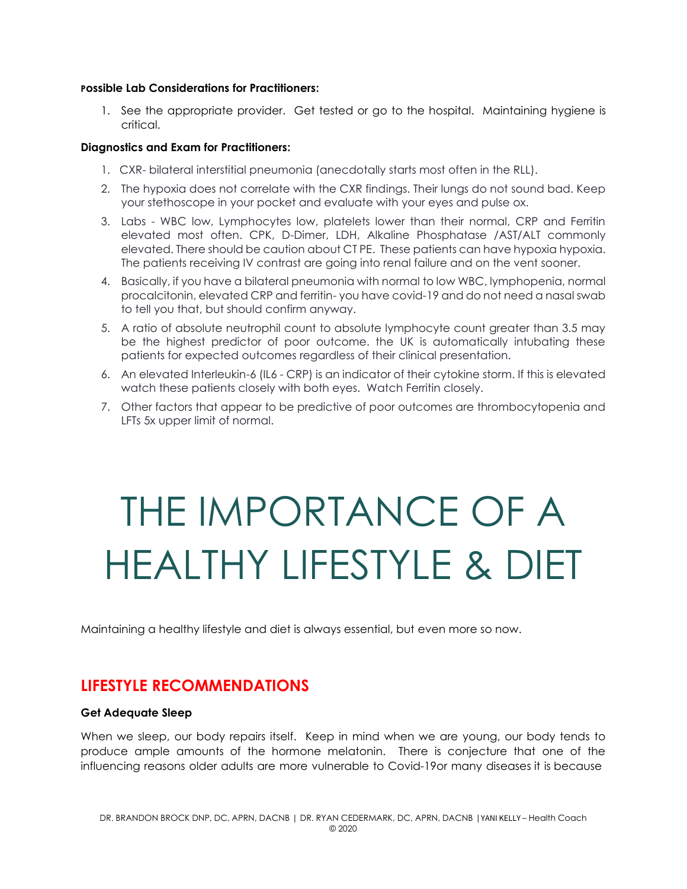**Possible Lab Considerations for Practitioners:**

1. See the appropriate provider. Get tested or go to the hospital. Maintaining hygiene is critical.

**Diagnostics and Exam for Practitioners:**

1. CXR- bilateral interstitial pneumonia (anecdotally starts most often in the RLL).
2. The hypoxia does not correlate with the CXR findings. Their lungs do not sound bad. Keep your stethoscope in your pocket and evaluate with your eyes and pulse ox.
3. Labs - WBC low, Lymphocytes low, platelets lower than their normal, CRP and Ferritin elevated most often. CPK, D-Dimer, LDH, Alkaline Phosphatase /AST/ALT commonly elevated. There should be caution about CT PE. These patients can have hypoxia hypoxia. The patients receiving IV contrast are going into renal failure and on the vent sooner.
4. Basically, if you have a bilateral pneumonia with normal to low WBC, lymphopenia, normal procalcitonin, elevated CRP and ferritin- you have covid-19 and do not need a nasal swab to tell you that, but should confirm anyway.
5. A ratio of absolute neutrophil count to absolute lymphocyte count greater than 3.5 may be the highest predictor of poor outcome. the UK is automatically intubating these patients for expected outcomes regardless of their clinical presentation.
6. An elevated Interleukin-6 (IL6 - CRP) is an indicator of their cytokine storm. If this is elevated watch these patients closely with both eyes. Watch Ferritin closely.
7. Other factors that appear to be predictive of poor outcomes are thrombocytopenia and LFTs 5x upper limit of normal.

# THE IMPORTANCE OF A HEALTHY LIFESTYLE & DIET

Maintaining a healthy lifestyle and diet is always essential, but even more so now.

## LIFESTYLE RECOMMENDATIONS

**Get Adequate Sleep**

When we sleep, our body repairs itself. Keep in mind when we are young, our body tends to produce ample amounts of the hormone melatonin. There is conjecture that one of the influencing reasons older adults are more vulnerable to Covid-19or many diseases it is because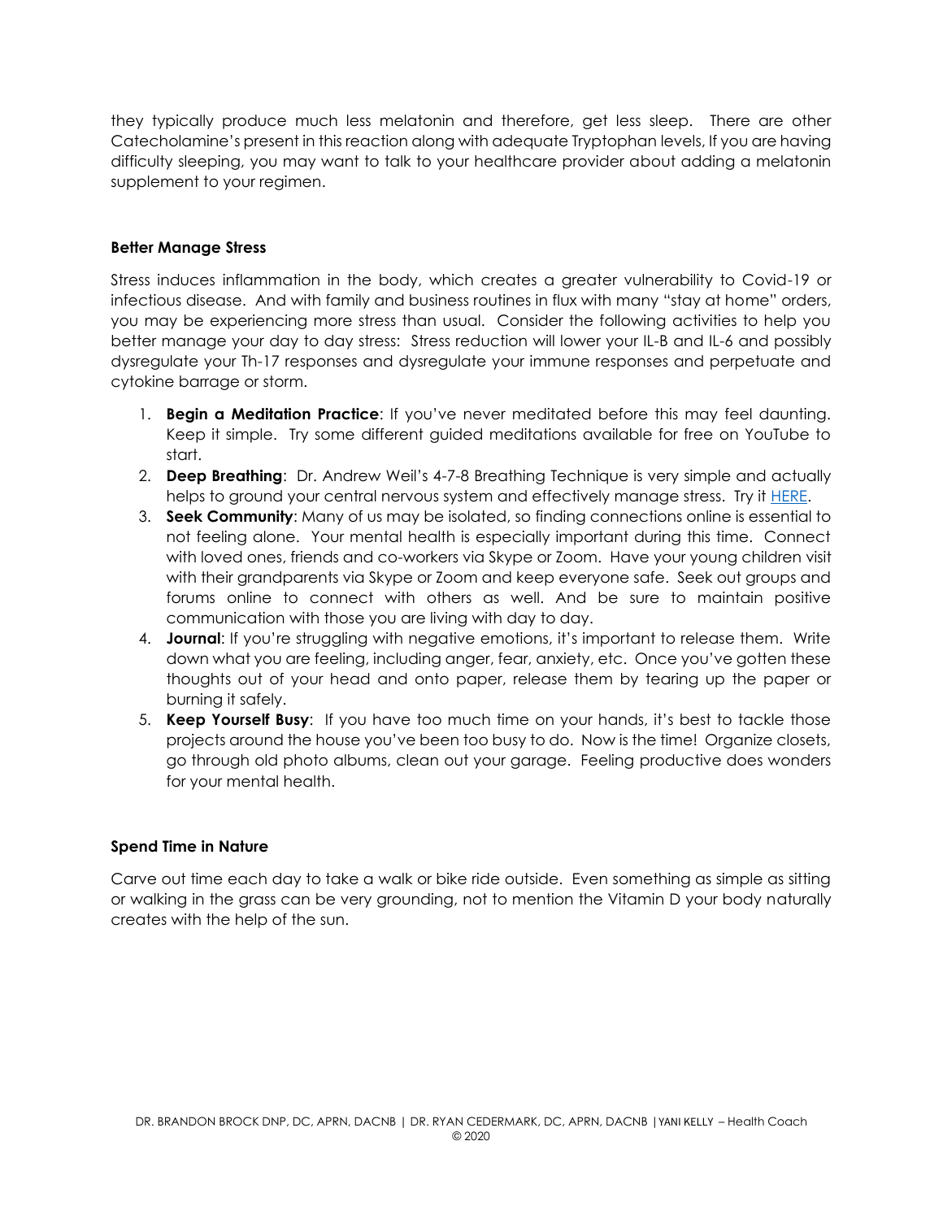they typically produce much less melatonin and therefore, get less sleep. There are other Catecholamine's present in this reaction along with adequate Tryptophan levels, If you are having difficulty sleeping, you may want to talk to your healthcare provider about adding a melatonin supplement to your regimen.

**Better Manage Stress**

Stress induces inflammation in the body, which creates a greater vulnerability to Covid-19 or infectious disease. And with family and business routines in flux with many "stay at home" orders, you may be experiencing more stress than usual. Consider the following activities to help you better manage your day to day stress: Stress reduction will lower your IL-B and IL-6 and possibly dysregulate your Th-17 responses and dysregulate your immune responses and perpetuate and cytokine barrage or storm.

1. **Begin a Meditation Practice**: If you've never meditated before this may feel daunting. Keep it simple. Try some different guided meditations available for free on YouTube to start.
2. **Deep Breathing**: Dr. Andrew Weil's 4-7-8 Breathing Technique is very simple and actually helps to ground your central nervous system and effectively manage stress. Try it HERE.
3. **Seek Community**: Many of us may be isolated, so finding connections online is essential to not feeling alone. Your mental health is especially important during this time. Connect with loved ones, friends and co-workers via Skype or Zoom. Have your young children visit with their grandparents via Skype or Zoom and keep everyone safe. Seek out groups and forums online to connect with others as well. And be sure to maintain positive communication with those you are living with day to day.
4. **Journal**: If you're struggling with negative emotions, it's important to release them. Write down what you are feeling, including anger, fear, anxiety, etc. Once you've gotten these thoughts out of your head and onto paper, release them by tearing up the paper or burning it safely.
5. **Keep Yourself Busy**: If you have too much time on your hands, it's best to tackle those projects around the house you've been too busy to do. Now is the time! Organize closets, go through old photo albums, clean out your garage. Feeling productive does wonders for your mental health.

**Spend Time in Nature**

Carve out time each day to take a walk or bike ride outside. Even something as simple as sitting or walking in the grass can be very grounding, not to mention the Vitamin D your body naturally creates with the help of the sun.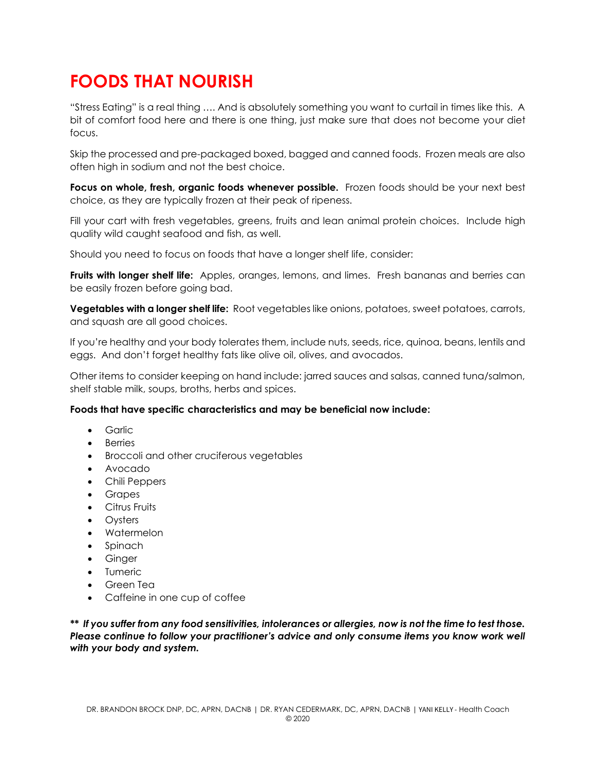# FOODS THAT NOURISH

"Stress Eating" is a real thing …. And is absolutely something you want to curtail in times like this. A bit of comfort food here and there is one thing, just make sure that does not become your diet focus.

Skip the processed and pre-packaged boxed, bagged and canned foods. Frozen meals are also often high in sodium and not the best choice.

**Focus on whole, fresh, organic foods whenever possible.** Frozen foods should be your next best choice, as they are typically frozen at their peak of ripeness.

Fill your cart with fresh vegetables, greens, fruits and lean animal protein choices. Include high quality wild caught seafood and fish, as well.

Should you need to focus on foods that have a longer shelf life, consider:

**Fruits with longer shelf life:** Apples, oranges, lemons, and limes. Fresh bananas and berries can be easily frozen before going bad.

**Vegetables with a longer shelf life:** Root vegetables like onions, potatoes, sweet potatoes, carrots, and squash are all good choices.

If you're healthy and your body tolerates them, include nuts, seeds, rice, quinoa, beans, lentils and eggs. And don't forget healthy fats like olive oil, olives, and avocados.

Other items to consider keeping on hand include: jarred sauces and salsas, canned tuna/salmon, shelf stable milk, soups, broths, herbs and spices.

**Foods that have specific characteristics and may be beneficial now include:**

- Garlic
- Berries
- Broccoli and other cruciferous vegetables
- Avocado
- Chili Peppers
- Grapes
- Citrus Fruits
- Oysters
- Watermelon
- Spinach
- Ginger
- Tumeric
- Green Tea
- Caffeine in one cup of coffee

***\*\* If you suffer from any food sensitivities, intolerances or allergies, now is not the time to test those. Please continue to follow your practitioner's advice and only consume items you know work well with your body and system.***

DR. BRANDON BROCK DNP, DC, APRN, DACNB | DR. RYAN CEDERMARK, DC, APRN, DACNB | YANI KELLY - Health Coach
© 2020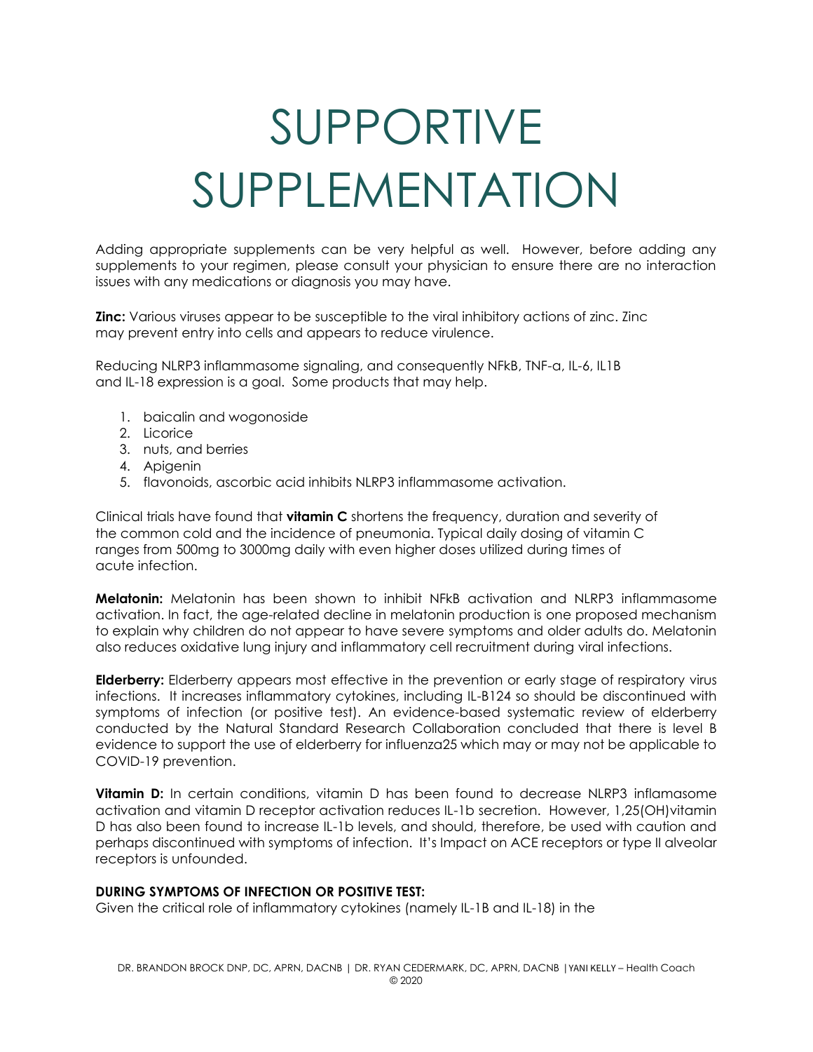# SUPPORTIVE SUPPLEMENTATION

Adding appropriate supplements can be very helpful as well. However, before adding any supplements to your regimen, please consult your physician to ensure there are no interaction issues with any medications or diagnosis you may have.

**Zinc:** Various viruses appear to be susceptible to the viral inhibitory actions of zinc. Zinc may prevent entry into cells and appears to reduce virulence.

Reducing NLRP3 inflammasome signaling, and consequently NFkB, TNF-a, IL-6, IL1B and IL-18 expression is a goal. Some products that may help.

1. baicalin and wogonoside
2. Licorice
3. nuts, and berries
4. Apigenin
5. flavonoids, ascorbic acid inhibits NLRP3 inflammasome activation.

Clinical trials have found that **vitamin C** shortens the frequency, duration and severity of the common cold and the incidence of pneumonia. Typical daily dosing of vitamin C ranges from 500mg to 3000mg daily with even higher doses utilized during times of acute infection.

**Melatonin:** Melatonin has been shown to inhibit NFkB activation and NLRP3 inflammasome activation. In fact, the age-related decline in melatonin production is one proposed mechanism to explain why children do not appear to have severe symptoms and older adults do. Melatonin also reduces oxidative lung injury and inflammatory cell recruitment during viral infections.

**Elderberry:** Elderberry appears most effective in the prevention or early stage of respiratory virus infections. It increases inflammatory cytokines, including IL-B124 so should be discontinued with symptoms of infection (or positive test). An evidence-based systematic review of elderberry conducted by the Natural Standard Research Collaboration concluded that there is level B evidence to support the use of elderberry for influenza25 which may or may not be applicable to COVID-19 prevention.

**Vitamin D:** In certain conditions, vitamin D has been found to decrease NLRP3 inflamasome activation and vitamin D receptor activation reduces IL-1b secretion. However, 1,25(OH)vitamin D has also been found to increase IL-1b levels, and should, therefore, be used with caution and perhaps discontinued with symptoms of infection. It's Impact on ACE receptors or type II alveolar receptors is unfounded.

**DURING SYMPTOMS OF INFECTION OR POSITIVE TEST:**

Given the critical role of inflammatory cytokines (namely IL-1B and IL-18) in the

DR. BRANDON BROCK DNP, DC, APRN, DACNB | DR. RYAN CEDERMARK, DC, APRN, DACNB | YANI KELLY – Health Coach
© 2020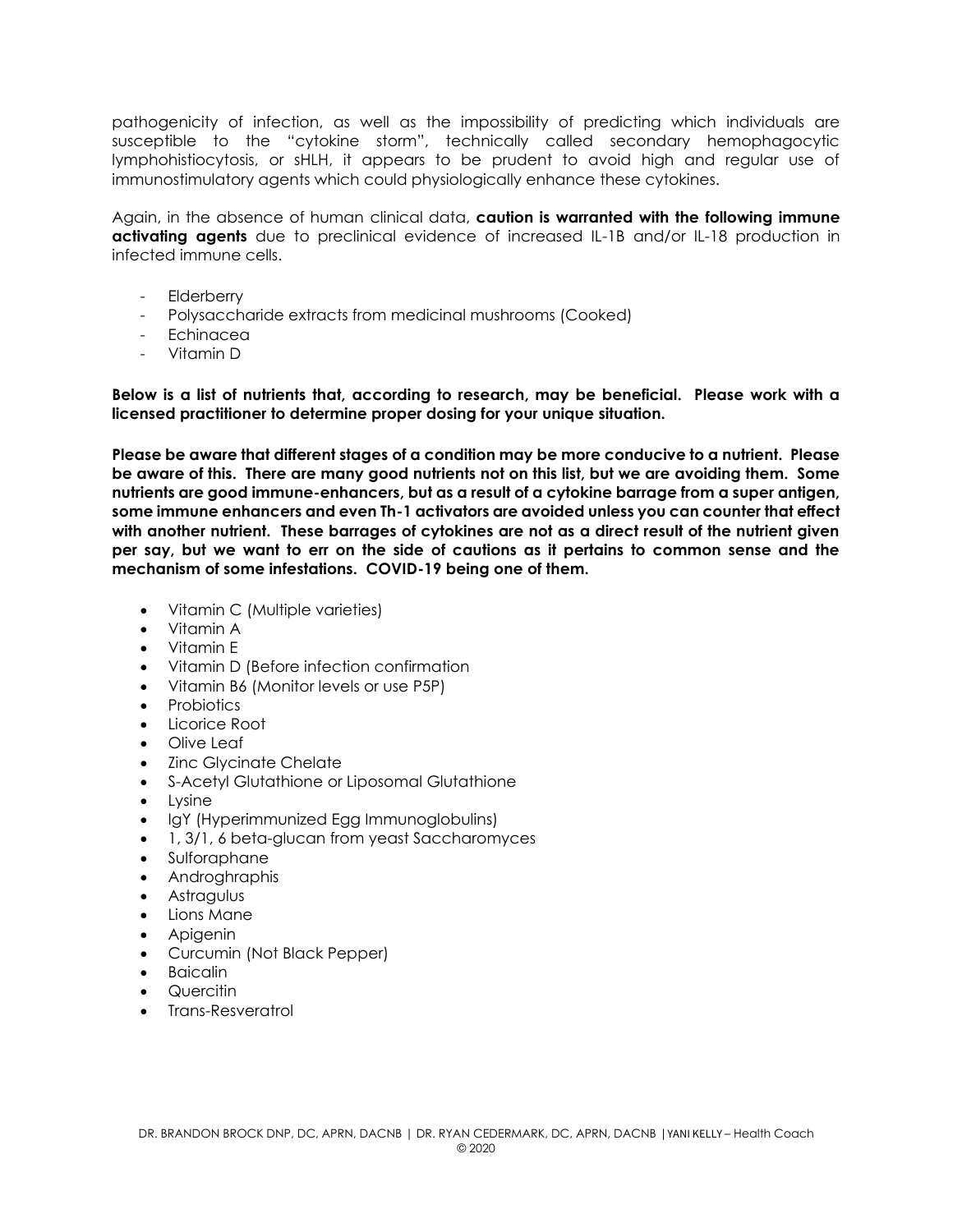pathogenicity of infection, as well as the impossibility of predicting which individuals are susceptible to the "cytokine storm", technically called secondary hemophagocytic lymphohistiocytosis, or sHLH, it appears to be prudent to avoid high and regular use of immunostimulatory agents which could physiologically enhance these cytokines.

Again, in the absence of human clinical data, **caution is warranted with the following immune activating agents** due to preclinical evidence of increased IL-1B and/or IL-18 production in infected immune cells.

- Elderberry
- Polysaccharide extracts from medicinal mushrooms (Cooked)
- Echinacea
- Vitamin D

**Below is a list of nutrients that, according to research, may be beneficial. Please work with a licensed practitioner to determine proper dosing for your unique situation.**

**Please be aware that different stages of a condition may be more conducive to a nutrient. Please be aware of this. There are many good nutrients not on this list, but we are avoiding them. Some nutrients are good immune-enhancers, but as a result of a cytokine barrage from a super antigen, some immune enhancers and even Th-1 activators are avoided unless you can counter that effect with another nutrient. These barrages of cytokines are not as a direct result of the nutrient given per say, but we want to err on the side of cautions as it pertains to common sense and the mechanism of some infestations. COVID-19 being one of them.**

- Vitamin C (Multiple varieties)
- Vitamin A
- Vitamin E
- Vitamin D (Before infection confirmation
- Vitamin B6 (Monitor levels or use P5P)
- Probiotics
- Licorice Root
- Olive Leaf
- Zinc Glycinate Chelate
- S-Acetyl Glutathione or Liposomal Glutathione
- Lysine
- IgY (Hyperimmunized Egg Immunoglobulins)
- 1, 3/1, 6 beta-glucan from yeast Saccharomyces
- Sulforaphane
- Androghraphis
- Astragulus
- Lions Mane
- Apigenin
- Curcumin (Not Black Pepper)
- Baicalin
- Quercitin
- Trans-Resveratrol